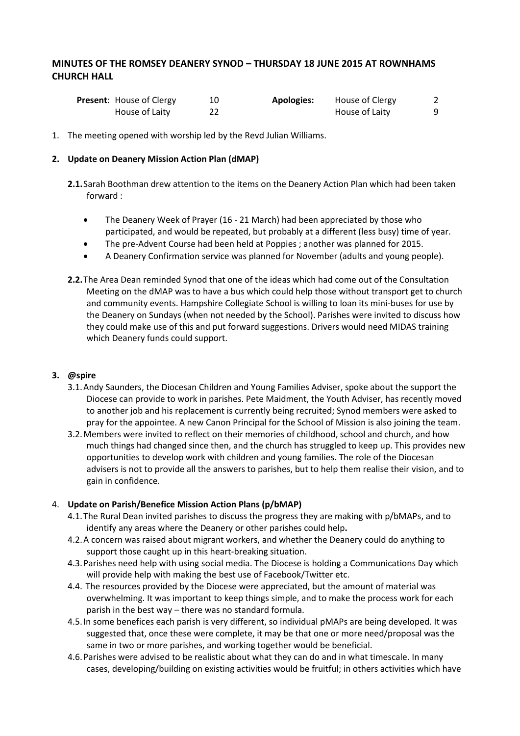## MINUTES OF THE ROMSEY DEANERY SYNOD – THURSDAY 18 JUNE 2015 AT ROWNHAMS CHURCH HALL

| **Present**: House of Clergy | 10 | **Apologies:** | House of Clergy | 2 |
|---|---|---|---|---|
| House of Laity | 22 | | House of Laity | 9 |

1. The meeting opened with worship led by the Revd Julian Williams.

**2. Update on Deanery Mission Action Plan (dMAP)**

**2.1.** Sarah Boothman drew attention to the items on the Deanery Action Plan which had been taken forward :

- The Deanery Week of Prayer (16 - 21 March) had been appreciated by those who participated, and would be repeated, but probably at a different (less busy) time of year.
- The pre-Advent Course had been held at Poppies ; another was planned for 2015.
- A Deanery Confirmation service was planned for November (adults and young people).

**2.2.** The Area Dean reminded Synod that one of the ideas which had come out of the Consultation Meeting on the dMAP was to have a bus which could help those without transport get to church and community events. Hampshire Collegiate School is willing to loan its mini-buses for use by the Deanery on Sundays (when not needed by the School). Parishes were invited to discuss how they could make use of this and put forward suggestions. Drivers would need MIDAS training which Deanery funds could support.

**3. @spire**

3.1. Andy Saunders, the Diocesan Children and Young Families Adviser, spoke about the support the Diocese can provide to work in parishes. Pete Maidment, the Youth Adviser, has recently moved to another job and his replacement is currently being recruited; Synod members were asked to pray for the appointee. A new Canon Principal for the School of Mission is also joining the team.

3.2. Members were invited to reflect on their memories of childhood, school and church, and how much things had changed since then, and the church has struggled to keep up. This provides new opportunities to develop work with children and young families. The role of the Diocesan advisers is not to provide all the answers to parishes, but to help them realise their vision, and to gain in confidence.

4. **Update on Parish/Benefice Mission Action Plans (p/bMAP)**

4.1. The Rural Dean invited parishes to discuss the progress they are making with p/bMAPs, and to identify any areas where the Deanery or other parishes could help**.**

4.2. A concern was raised about migrant workers, and whether the Deanery could do anything to support those caught up in this heart-breaking situation.

4.3. Parishes need help with using social media. The Diocese is holding a Communications Day which will provide help with making the best use of Facebook/Twitter etc.

4.4. The resources provided by the Diocese were appreciated, but the amount of material was overwhelming. It was important to keep things simple, and to make the process work for each parish in the best way – there was no standard formula.

4.5. In some benefices each parish is very different, so individual pMAPs are being developed. It was suggested that, once these were complete, it may be that one or more need/proposal was the same in two or more parishes, and working together would be beneficial.

4.6. Parishes were advised to be realistic about what they can do and in what timescale. In many cases, developing/building on existing activities would be fruitful; in others activities which have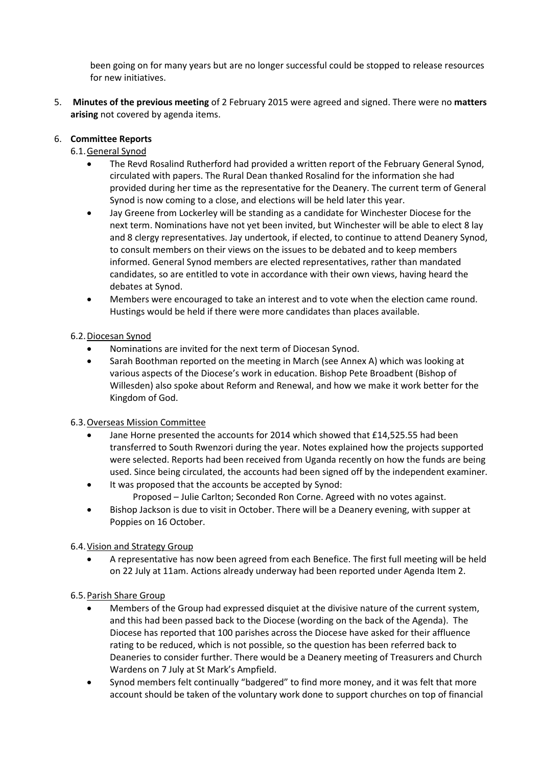been going on for many years but are no longer successful could be stopped to release resources for new initiatives.

5. **Minutes of the previous meeting** of 2 February 2015 were agreed and signed. There were no **matters arising** not covered by agenda items.

6. **Committee Reports**

6.1. General Synod

- The Revd Rosalind Rutherford had provided a written report of the February General Synod, circulated with papers. The Rural Dean thanked Rosalind for the information she had provided during her time as the representative for the Deanery. The current term of General Synod is now coming to a close, and elections will be held later this year.
- Jay Greene from Lockerley will be standing as a candidate for Winchester Diocese for the next term. Nominations have not yet been invited, but Winchester will be able to elect 8 lay and 8 clergy representatives. Jay undertook, if elected, to continue to attend Deanery Synod, to consult members on their views on the issues to be debated and to keep members informed. General Synod members are elected representatives, rather than mandated candidates, so are entitled to vote in accordance with their own views, having heard the debates at Synod.
- Members were encouraged to take an interest and to vote when the election came round. Hustings would be held if there were more candidates than places available.

6.2. Diocesan Synod

- Nominations are invited for the next term of Diocesan Synod.
- Sarah Boothman reported on the meeting in March (see Annex A) which was looking at various aspects of the Diocese's work in education. Bishop Pete Broadbent (Bishop of Willesden) also spoke about Reform and Renewal, and how we make it work better for the Kingdom of God.

6.3. Overseas Mission Committee

- Jane Horne presented the accounts for 2014 which showed that £14,525.55 had been transferred to South Rwenzori during the year. Notes explained how the projects supported were selected. Reports had been received from Uganda recently on how the funds are being used. Since being circulated, the accounts had been signed off by the independent examiner.
- It was proposed that the accounts be accepted by Synod:
  Proposed – Julie Carlton; Seconded Ron Corne. Agreed with no votes against.
- Bishop Jackson is due to visit in October. There will be a Deanery evening, with supper at Poppies on 16 October.

6.4. Vision and Strategy Group

- A representative has now been agreed from each Benefice. The first full meeting will be held on 22 July at 11am. Actions already underway had been reported under Agenda Item 2.

6.5. Parish Share Group

- Members of the Group had expressed disquiet at the divisive nature of the current system, and this had been passed back to the Diocese (wording on the back of the Agenda). The Diocese has reported that 100 parishes across the Diocese have asked for their affluence rating to be reduced, which is not possible, so the question has been referred back to Deaneries to consider further. There would be a Deanery meeting of Treasurers and Church Wardens on 7 July at St Mark's Ampfield.
- Synod members felt continually "badgered" to find more money, and it was felt that more account should be taken of the voluntary work done to support churches on top of financial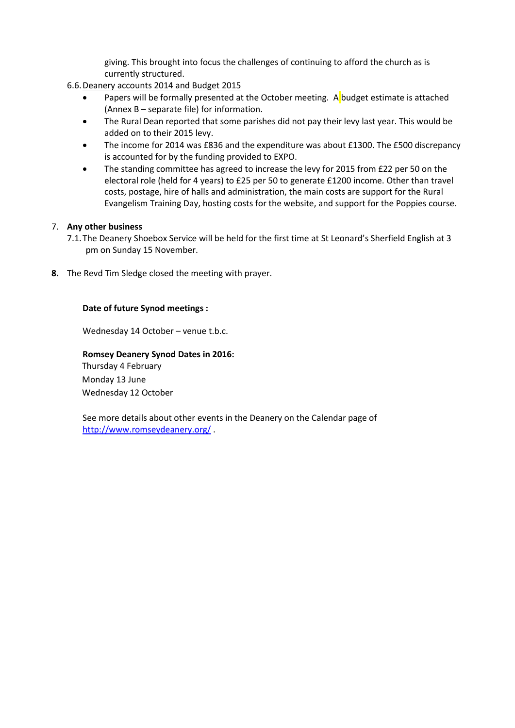giving. This brought into focus the challenges of continuing to afford the church as is currently structured.

6.6. Deanery accounts 2014 and Budget 2015

- Papers will be formally presented at the October meeting. A budget estimate is attached (Annex B – separate file) for information.
- The Rural Dean reported that some parishes did not pay their levy last year. This would be added on to their 2015 levy.
- The income for 2014 was £836 and the expenditure was about £1300. The £500 discrepancy is accounted for by the funding provided to EXPO.
- The standing committee has agreed to increase the levy for 2015 from £22 per 50 on the electoral role (held for 4 years) to £25 per 50 to generate £1200 income. Other than travel costs, postage, hire of halls and administration, the main costs are support for the Rural Evangelism Training Day, hosting costs for the website, and support for the Poppies course.

7. **Any other business**

7.1. The Deanery Shoebox Service will be held for the first time at St Leonard's Sherfield English at 3 pm on Sunday 15 November.

**8.** The Revd Tim Sledge closed the meeting with prayer.

**Date of future Synod meetings :**

Wednesday 14 October – venue t.b.c.

**Romsey Deanery Synod Dates in 2016:**

Thursday 4 February
Monday 13 June
Wednesday 12 October

See more details about other events in the Deanery on the Calendar page of http://www.romseydeanery.org/ .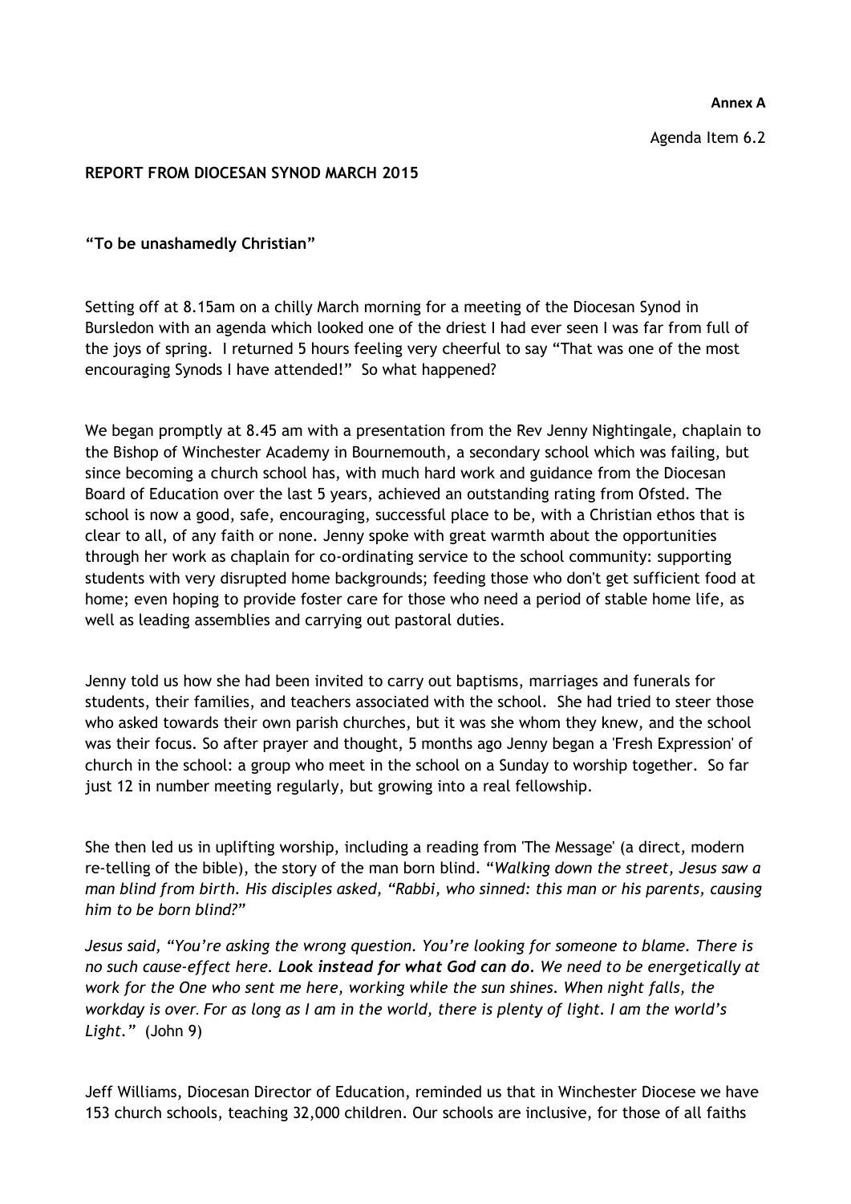**Annex A**

Agenda Item 6.2

**REPORT FROM DIOCESAN SYNOD MARCH 2015**

**"To be unashamedly Christian"**

Setting off at 8.15am on a chilly March morning for a meeting of the Diocesan Synod in Bursledon with an agenda which looked one of the driest I had ever seen I was far from full of the joys of spring. I returned 5 hours feeling very cheerful to say "That was one of the most encouraging Synods I have attended!" So what happened?

We began promptly at 8.45 am with a presentation from the Rev Jenny Nightingale, chaplain to the Bishop of Winchester Academy in Bournemouth, a secondary school which was failing, but since becoming a church school has, with much hard work and guidance from the Diocesan Board of Education over the last 5 years, achieved an outstanding rating from Ofsted. The school is now a good, safe, encouraging, successful place to be, with a Christian ethos that is clear to all, of any faith or none. Jenny spoke with great warmth about the opportunities through her work as chaplain for co-ordinating service to the school community: supporting students with very disrupted home backgrounds; feeding those who don't get sufficient food at home; even hoping to provide foster care for those who need a period of stable home life, as well as leading assemblies and carrying out pastoral duties.

Jenny told us how she had been invited to carry out baptisms, marriages and funerals for students, their families, and teachers associated with the school. She had tried to steer those who asked towards their own parish churches, but it was she whom they knew, and the school was their focus. So after prayer and thought, 5 months ago Jenny began a 'Fresh Expression' of church in the school: a group who meet in the school on a Sunday to worship together. So far just 12 in number meeting regularly, but growing into a real fellowship.

She then led us in uplifting worship, including a reading from 'The Message' (a direct, modern re-telling of the bible), the story of the man born blind. "*Walking down the street, Jesus saw a man blind from birth. His disciples asked, "Rabbi, who sinned: this man or his parents, causing him to be born blind?"*

*Jesus said, "You're asking the wrong question. You're looking for someone to blame. There is no such cause-effect here.* ***Look instead for what God can do****. We need to be energetically at work for the One who sent me here, working while the sun shines. When night falls, the workday is over. For as long as I am in the world, there is plenty of light. I am the world's Light."* (John 9)

Jeff Williams, Diocesan Director of Education, reminded us that in Winchester Diocese we have 153 church schools, teaching 32,000 children. Our schools are inclusive, for those of all faiths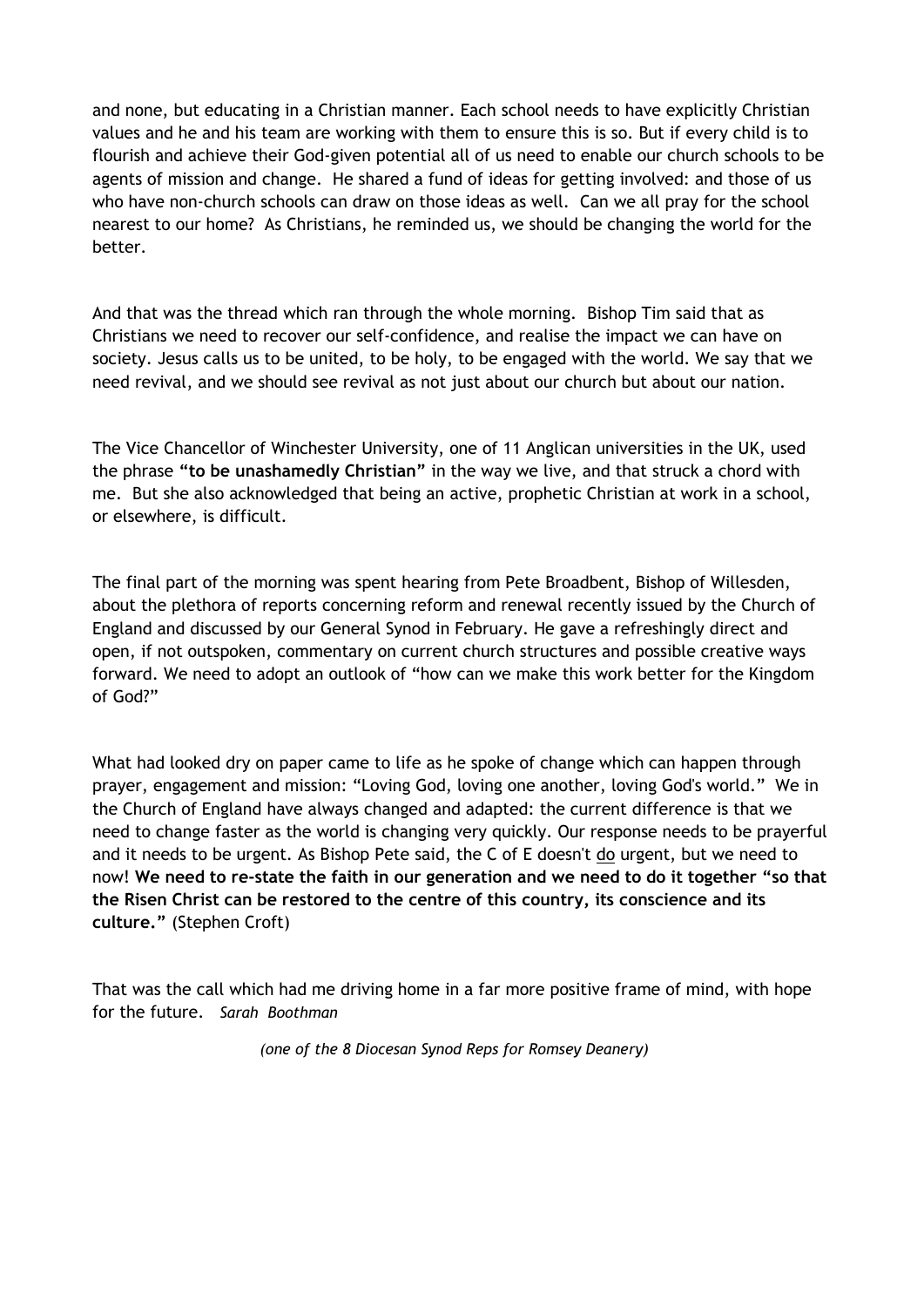and none, but educating in a Christian manner. Each school needs to have explicitly Christian values and he and his team are working with them to ensure this is so. But if every child is to flourish and achieve their God-given potential all of us need to enable our church schools to be agents of mission and change. He shared a fund of ideas for getting involved: and those of us who have non-church schools can draw on those ideas as well. Can we all pray for the school nearest to our home? As Christians, he reminded us, we should be changing the world for the better.

And that was the thread which ran through the whole morning. Bishop Tim said that as Christians we need to recover our self-confidence, and realise the impact we can have on society. Jesus calls us to be united, to be holy, to be engaged with the world. We say that we need revival, and we should see revival as not just about our church but about our nation.

The Vice Chancellor of Winchester University, one of 11 Anglican universities in the UK, used the phrase **"to be unashamedly Christian"** in the way we live, and that struck a chord with me. But she also acknowledged that being an active, prophetic Christian at work in a school, or elsewhere, is difficult.

The final part of the morning was spent hearing from Pete Broadbent, Bishop of Willesden, about the plethora of reports concerning reform and renewal recently issued by the Church of England and discussed by our General Synod in February. He gave a refreshingly direct and open, if not outspoken, commentary on current church structures and possible creative ways forward. We need to adopt an outlook of "how can we make this work better for the Kingdom of God?"

What had looked dry on paper came to life as he spoke of change which can happen through prayer, engagement and mission: "Loving God, loving one another, loving God's world." We in the Church of England have always changed and adapted: the current difference is that we need to change faster as the world is changing very quickly. Our response needs to be prayerful and it needs to be urgent. As Bishop Pete said, the C of E doesn't <u>do</u> urgent, but we need to now! **We need to re-state the faith in our generation and we need to do it together "so that the Risen Christ can be restored to the centre of this country, its conscience and its culture."** (Stephen Croft)

That was the call which had me driving home in a far more positive frame of mind, with hope for the future. *Sarah Boothman*

*(one of the 8 Diocesan Synod Reps for Romsey Deanery)*